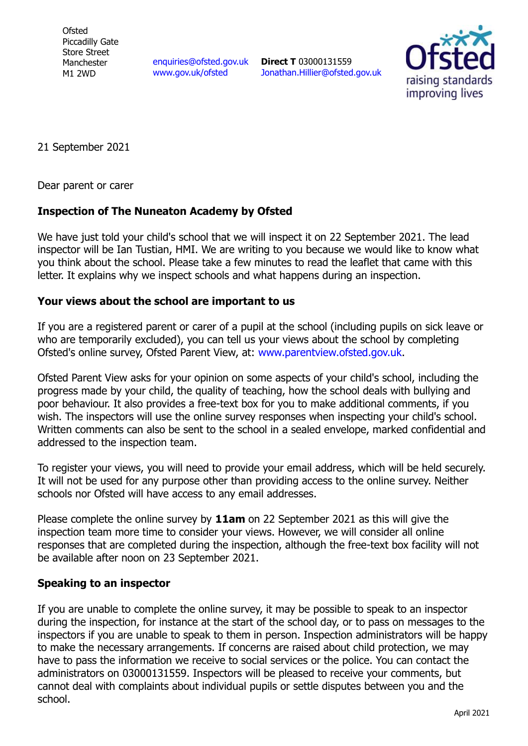Ofsted
Piccadilly Gate
Store Street
Manchester
M1 2WD

enquiries@ofsted.gov.uk
www.gov.uk/ofsted

**Direct T** 03000131559
Jonathan.Hillier@ofsted.gov.uk

21 September 2021

Dear parent or carer

**Inspection of The Nuneaton Academy by Ofsted**

We have just told your child's school that we will inspect it on 22 September 2021. The lead inspector will be Ian Tustian, HMI. We are writing to you because we would like to know what you think about the school. Please take a few minutes to read the leaflet that came with this letter. It explains why we inspect schools and what happens during an inspection.

**Your views about the school are important to us**

If you are a registered parent or carer of a pupil at the school (including pupils on sick leave or who are temporarily excluded), you can tell us your views about the school by completing Ofsted's online survey, Ofsted Parent View, at: www.parentview.ofsted.gov.uk.

Ofsted Parent View asks for your opinion on some aspects of your child's school, including the progress made by your child, the quality of teaching, how the school deals with bullying and poor behaviour. It also provides a free-text box for you to make additional comments, if you wish. The inspectors will use the online survey responses when inspecting your child's school. Written comments can also be sent to the school in a sealed envelope, marked confidential and addressed to the inspection team.

To register your views, you will need to provide your email address, which will be held securely. It will not be used for any purpose other than providing access to the online survey. Neither schools nor Ofsted will have access to any email addresses.

Please complete the online survey by **11am** on 22 September 2021 as this will give the inspection team more time to consider your views. However, we will consider all online responses that are completed during the inspection, although the free-text box facility will not be available after noon on 23 September 2021.

**Speaking to an inspector**

If you are unable to complete the online survey, it may be possible to speak to an inspector during the inspection, for instance at the start of the school day, or to pass on messages to the inspectors if you are unable to speak to them in person. Inspection administrators will be happy to make the necessary arrangements. If concerns are raised about child protection, we may have to pass the information we receive to social services or the police. You can contact the administrators on 03000131559. Inspectors will be pleased to receive your comments, but cannot deal with complaints about individual pupils or settle disputes between you and the school.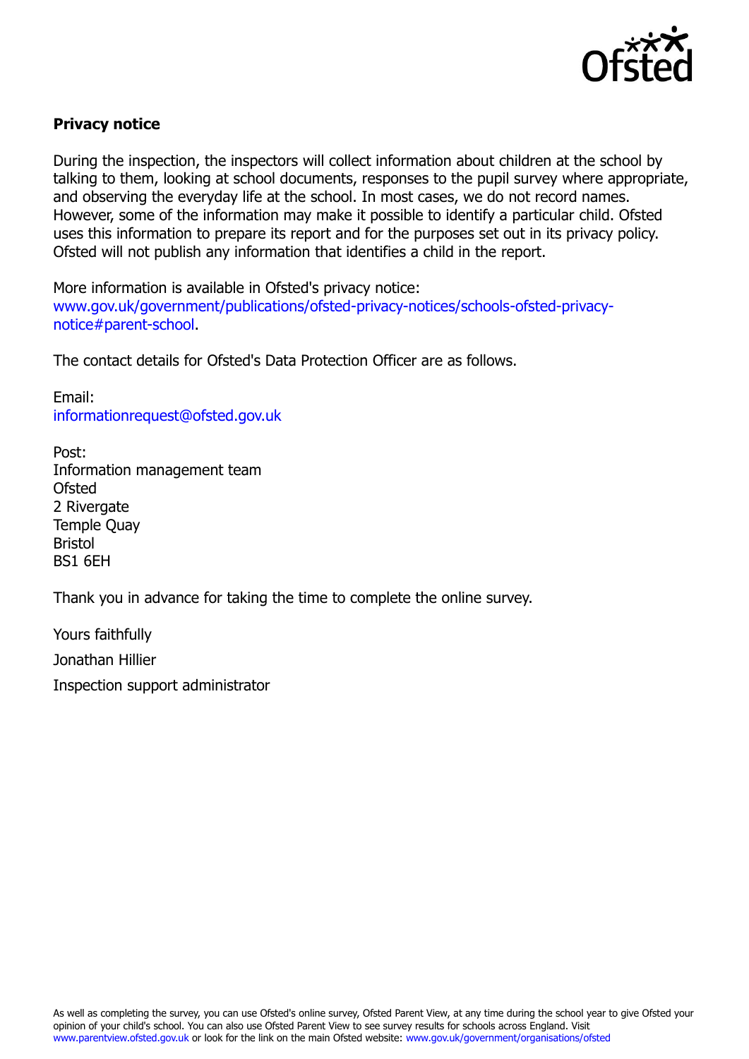**Privacy notice**

During the inspection, the inspectors will collect information about children at the school by talking to them, looking at school documents, responses to the pupil survey where appropriate, and observing the everyday life at the school. In most cases, we do not record names. However, some of the information may make it possible to identify a particular child. Ofsted uses this information to prepare its report and for the purposes set out in its privacy policy. Ofsted will not publish any information that identifies a child in the report.

More information is available in Ofsted's privacy notice:
www.gov.uk/government/publications/ofsted-privacy-notices/schools-ofsted-privacy-notice#parent-school.

The contact details for Ofsted's Data Protection Officer are as follows.

Email:
informationrequest@ofsted.gov.uk

Post:
Information management team
Ofsted
2 Rivergate
Temple Quay
Bristol
BS1 6EH

Thank you in advance for taking the time to complete the online survey.

Yours faithfully

Jonathan Hillier

Inspection support administrator

As well as completing the survey, you can use Ofsted's online survey, Ofsted Parent View, at any time during the school year to give Ofsted your opinion of your child's school. You can also use Ofsted Parent View to see survey results for schools across England. Visit www.parentview.ofsted.gov.uk or look for the link on the main Ofsted website: www.gov.uk/government/organisations/ofsted